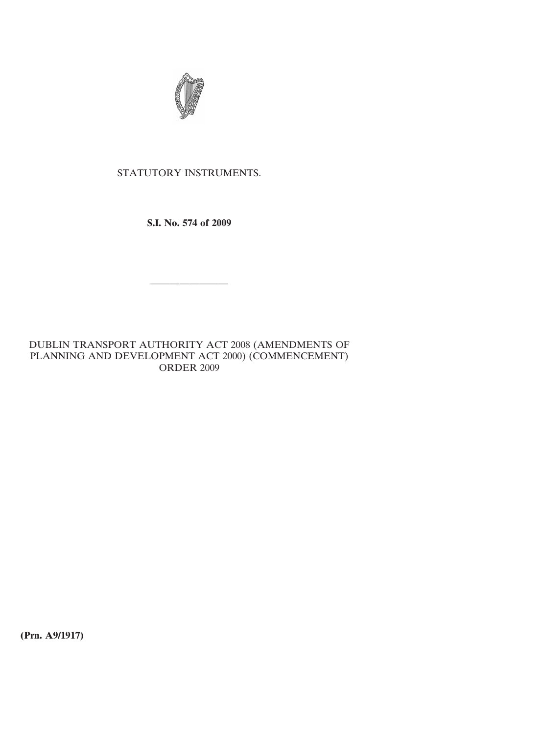STATUTORY INSTRUMENTS.

**S.I. No. 574 of 2009**

---

DUBLIN TRANSPORT AUTHORITY ACT 2008 (AMENDMENTS OF PLANNING AND DEVELOPMENT ACT 2000) (COMMENCEMENT) ORDER 2009

**(Prn. A9/1917)**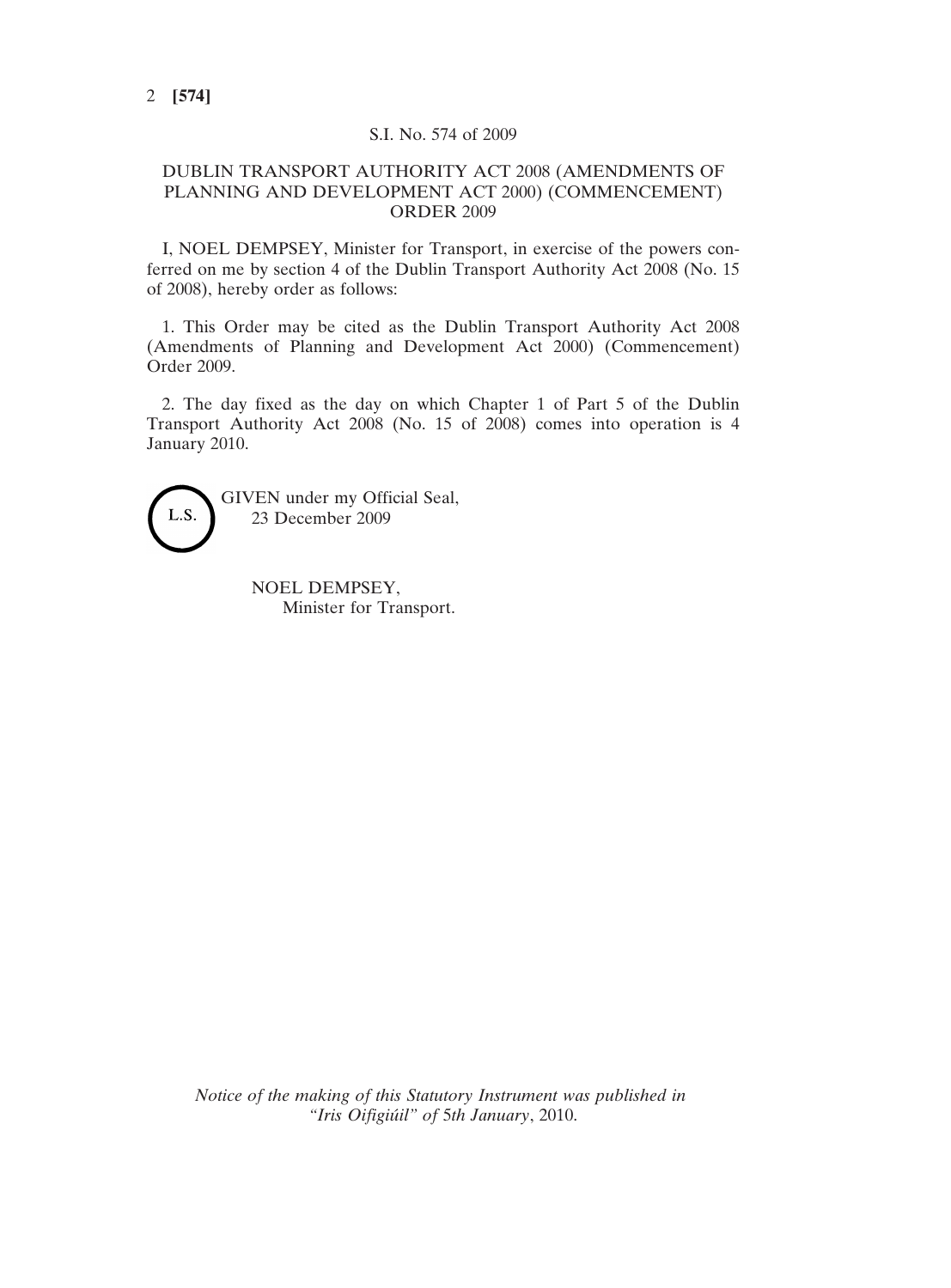S.I. No. 574 of 2009

# DUBLIN TRANSPORT AUTHORITY ACT 2008 (AMENDMENTS OF PLANNING AND DEVELOPMENT ACT 2000) (COMMENCEMENT) ORDER 2009

I, NOEL DEMPSEY, Minister for Transport, in exercise of the powers conferred on me by section 4 of the Dublin Transport Authority Act 2008 (No. 15 of 2008), hereby order as follows:

1. This Order may be cited as the Dublin Transport Authority Act 2008 (Amendments of Planning and Development Act 2000) (Commencement) Order 2009.

2. The day fixed as the day on which Chapter 1 of Part 5 of the Dublin Transport Authority Act 2008 (No. 15 of 2008) comes into operation is 4 January 2010.

L.S.

GIVEN under my Official Seal,
23 December 2009

NOEL DEMPSEY,
Minister for Transport.

*Notice of the making of this Statutory Instrument was published in "Iris Oifigiúil" of 5th January*, 2010.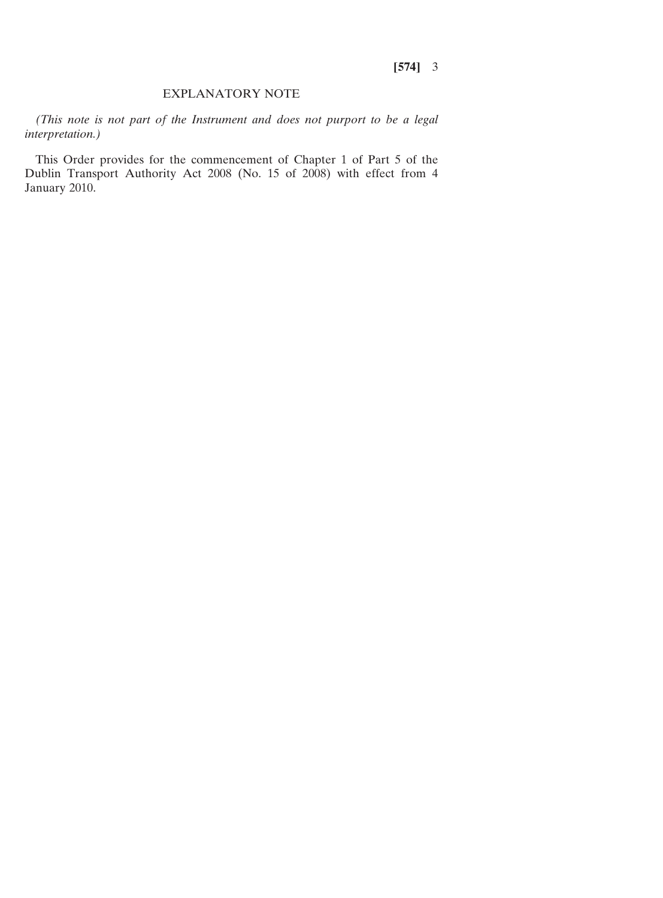## EXPLANATORY NOTE

*(This note is not part of the Instrument and does not purport to be a legal interpretation.)*

This Order provides for the commencement of Chapter 1 of Part 5 of the Dublin Transport Authority Act 2008 (No. 15 of 2008) with effect from 4 January 2010.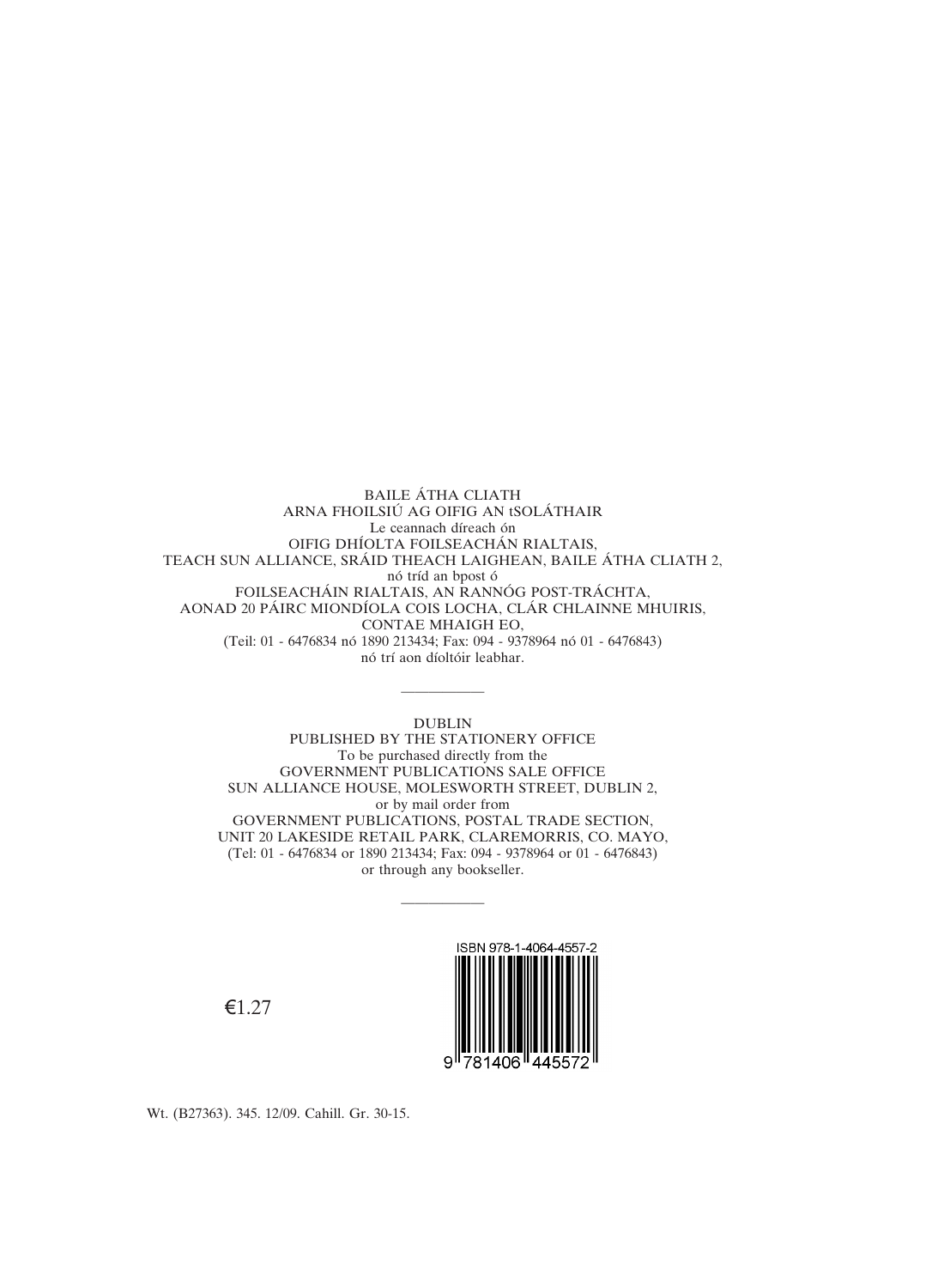BAILE ÁTHA CLIATH
ARNA FHOILSIÚ AG OIFIG AN tSOLÁTHAIR
Le ceannach díreach ón
OIFIG DHÍOLTA FOILSEACHÁN RIALTAIS,
TEACH SUN ALLIANCE, SRÁID THEACH LAIGHEAN, BAILE ÁTHA CLIATH 2,
nó tríd an bpost ó
FOILSEACHÁIN RIALTAIS, AN RANNÓG POST-TRÁCHTA,
AONAD 20 PÁIRC MIONDÍOLA COIS LOCHA, CLÁR CHLAINNE MHUIRIS,
CONTAE MHAIGH EO,
(Teil: 01 - 6476834 nó 1890 213434; Fax: 094 - 9378964 nó 01 - 6476843)
nó trí aon díoltóir leabhar.

---

DUBLIN
PUBLISHED BY THE STATIONERY OFFICE
To be purchased directly from the
GOVERNMENT PUBLICATIONS SALE OFFICE
SUN ALLIANCE HOUSE, MOLESWORTH STREET, DUBLIN 2,
or by mail order from
GOVERNMENT PUBLICATIONS, POSTAL TRADE SECTION,
UNIT 20 LAKESIDE RETAIL PARK, CLAREMORRIS, CO. MAYO,
(Tel: 01 - 6476834 or 1890 213434; Fax: 094 - 9378964 or 01 - 6476843)
or through any bookseller.

---

€1.27

ISBN 978-1-4064-4557-2

9 781406 445572

Wt. (B27363). 345. 12/09. Cahill. Gr. 30-15.